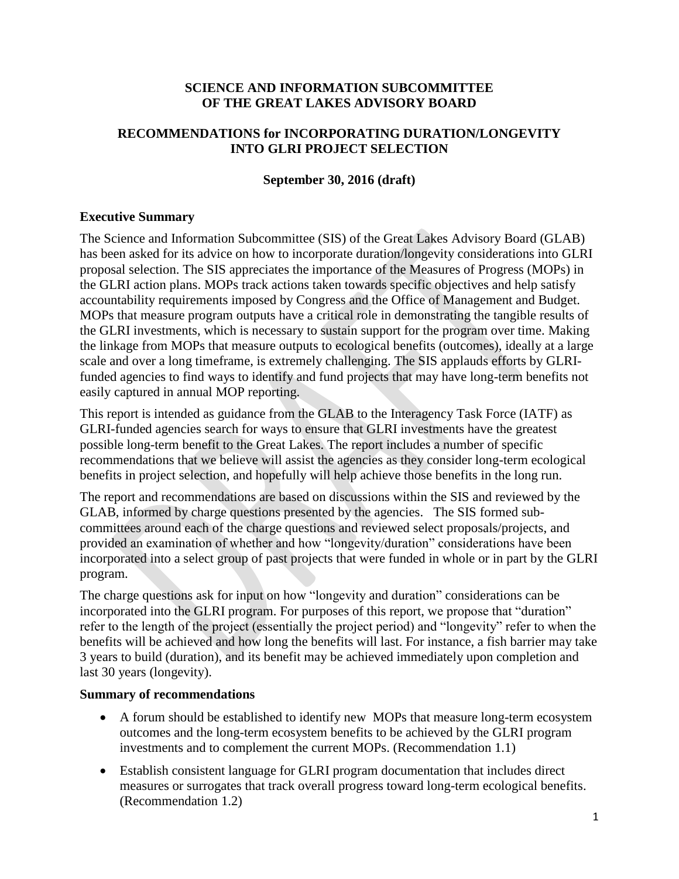**SCIENCE AND INFORMATION SUBCOMMITTEE**
**OF THE GREAT LAKES ADVISORY BOARD**

**RECOMMENDATIONS for INCORPORATING DURATION/LONGEVITY INTO GLRI PROJECT SELECTION**

**September 30, 2016 (draft)**

## Executive Summary

The Science and Information Subcommittee (SIS) of the Great Lakes Advisory Board (GLAB) has been asked for its advice on how to incorporate duration/longevity considerations into GLRI proposal selection. The SIS appreciates the importance of the Measures of Progress (MOPs) in the GLRI action plans. MOPs track actions taken towards specific objectives and help satisfy accountability requirements imposed by Congress and the Office of Management and Budget. MOPs that measure program outputs have a critical role in demonstrating the tangible results of the GLRI investments, which is necessary to sustain support for the program over time. Making the linkage from MOPs that measure outputs to ecological benefits (outcomes), ideally at a large scale and over a long timeframe, is extremely challenging. The SIS applauds efforts by GLRI-funded agencies to find ways to identify and fund projects that may have long-term benefits not easily captured in annual MOP reporting.

This report is intended as guidance from the GLAB to the Interagency Task Force (IATF) as GLRI-funded agencies search for ways to ensure that GLRI investments have the greatest possible long-term benefit to the Great Lakes. The report includes a number of specific recommendations that we believe will assist the agencies as they consider long-term ecological benefits in project selection, and hopefully will help achieve those benefits in the long run.

The report and recommendations are based on discussions within the SIS and reviewed by the GLAB, informed by charge questions presented by the agencies. The SIS formed sub-committees around each of the charge questions and reviewed select proposals/projects, and provided an examination of whether and how "longevity/duration" considerations have been incorporated into a select group of past projects that were funded in whole or in part by the GLRI program.

The charge questions ask for input on how "longevity and duration" considerations can be incorporated into the GLRI program. For purposes of this report, we propose that "duration" refer to the length of the project (essentially the project period) and "longevity" refer to when the benefits will be achieved and how long the benefits will last. For instance, a fish barrier may take 3 years to build (duration), and its benefit may be achieved immediately upon completion and last 30 years (longevity).

### Summary of recommendations

- A forum should be established to identify new MOPs that measure long-term ecosystem outcomes and the long-term ecosystem benefits to be achieved by the GLRI program investments and to complement the current MOPs. (Recommendation 1.1)
- Establish consistent language for GLRI program documentation that includes direct measures or surrogates that track overall progress toward long-term ecological benefits. (Recommendation 1.2)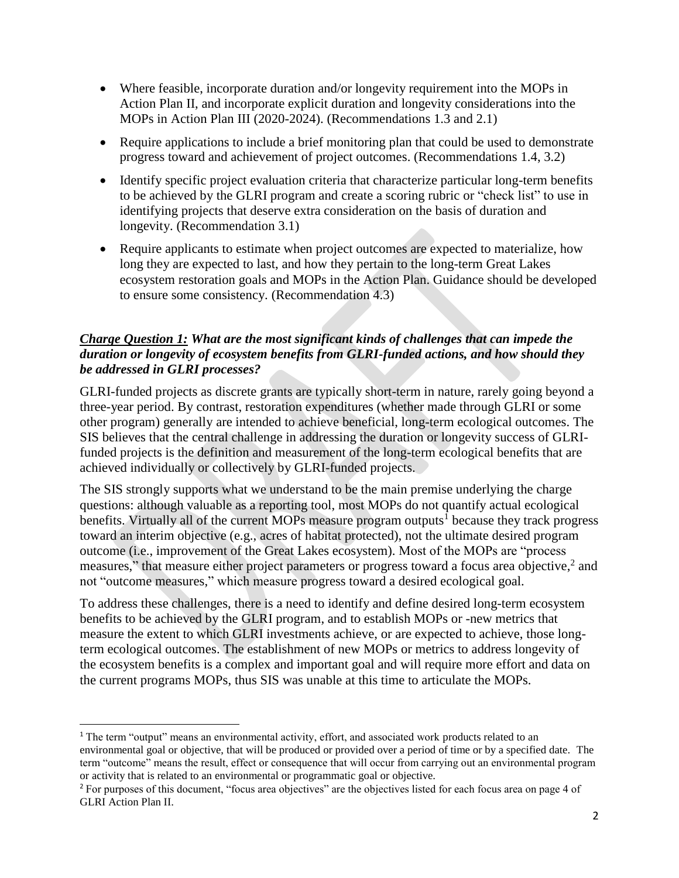- Where feasible, incorporate duration and/or longevity requirement into the MOPs in Action Plan II, and incorporate explicit duration and longevity considerations into the MOPs in Action Plan III (2020-2024). (Recommendations 1.3 and 2.1)
- Require applications to include a brief monitoring plan that could be used to demonstrate progress toward and achievement of project outcomes. (Recommendations 1.4, 3.2)
- Identify specific project evaluation criteria that characterize particular long-term benefits to be achieved by the GLRI program and create a scoring rubric or "check list" to use in identifying projects that deserve extra consideration on the basis of duration and longevity. (Recommendation 3.1)
- Require applicants to estimate when project outcomes are expected to materialize, how long they are expected to last, and how they pertain to the long-term Great Lakes ecosystem restoration goals and MOPs in the Action Plan. Guidance should be developed to ensure some consistency. (Recommendation 4.3)

***<u>Charge Question 1:</u> What are the most significant kinds of challenges that can impede the duration or longevity of ecosystem benefits from GLRI-funded actions, and how should they be addressed in GLRI processes?***

GLRI-funded projects as discrete grants are typically short-term in nature, rarely going beyond a three-year period. By contrast, restoration expenditures (whether made through GLRI or some other program) generally are intended to achieve beneficial, long-term ecological outcomes. The SIS believes that the central challenge in addressing the duration or longevity success of GLRI-funded projects is the definition and measurement of the long-term ecological benefits that are achieved individually or collectively by GLRI-funded projects.

The SIS strongly supports what we understand to be the main premise underlying the charge questions: although valuable as a reporting tool, most MOPs do not quantify actual ecological benefits. Virtually all of the current MOPs measure program outputs[1] because they track progress toward an interim objective (e.g., acres of habitat protected), not the ultimate desired program outcome (i.e., improvement of the Great Lakes ecosystem). Most of the MOPs are "process measures," that measure either project parameters or progress toward a focus area objective,[2] and not "outcome measures," which measure progress toward a desired ecological goal.

To address these challenges, there is a need to identify and define desired long-term ecosystem benefits to be achieved by the GLRI program, and to establish MOPs or -new metrics that measure the extent to which GLRI investments achieve, or are expected to achieve, those long-term ecological outcomes. The establishment of new MOPs or metrics to address longevity of the ecosystem benefits is a complex and important goal and will require more effort and data on the current programs MOPs, thus SIS was unable at this time to articulate the MOPs.

---

[1] The term "output" means an environmental activity, effort, and associated work products related to an environmental goal or objective, that will be produced or provided over a period of time or by a specified date. The term "outcome" means the result, effect or consequence that will occur from carrying out an environmental program or activity that is related to an environmental or programmatic goal or objective.

[2] For purposes of this document, "focus area objectives" are the objectives listed for each focus area on page 4 of GLRI Action Plan II.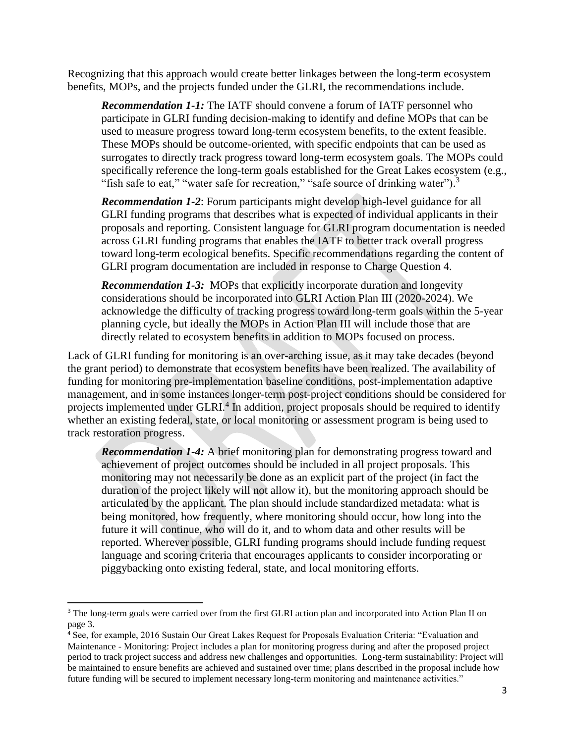Recognizing that this approach would create better linkages between the long-term ecosystem benefits, MOPs, and the projects funded under the GLRI, the recommendations include.

> ***Recommendation 1-1:*** The IATF should convene a forum of IATF personnel who participate in GLRI funding decision-making to identify and define MOPs that can be used to measure progress toward long-term ecosystem benefits, to the extent feasible. These MOPs should be outcome-oriented, with specific endpoints that can be used as surrogates to directly track progress toward long-term ecosystem goals. The MOPs could specifically reference the long-term goals established for the Great Lakes ecosystem (e.g., "fish safe to eat," "water safe for recreation," "safe source of drinking water").[3]

> ***Recommendation 1-2***: Forum participants might develop high-level guidance for all GLRI funding programs that describes what is expected of individual applicants in their proposals and reporting. Consistent language for GLRI program documentation is needed across GLRI funding programs that enables the IATF to better track overall progress toward long-term ecological benefits. Specific recommendations regarding the content of GLRI program documentation are included in response to Charge Question 4.

> ***Recommendation 1-3:*** MOPs that explicitly incorporate duration and longevity considerations should be incorporated into GLRI Action Plan III (2020-2024). We acknowledge the difficulty of tracking progress toward long-term goals within the 5-year planning cycle, but ideally the MOPs in Action Plan III will include those that are directly related to ecosystem benefits in addition to MOPs focused on process.

Lack of GLRI funding for monitoring is an over-arching issue, as it may take decades (beyond the grant period) to demonstrate that ecosystem benefits have been realized. The availability of funding for monitoring pre-implementation baseline conditions, post-implementation adaptive management, and in some instances longer-term post-project conditions should be considered for projects implemented under GLRI.[4] In addition, project proposals should be required to identify whether an existing federal, state, or local monitoring or assessment program is being used to track restoration progress.

> ***Recommendation 1-4:*** A brief monitoring plan for demonstrating progress toward and achievement of project outcomes should be included in all project proposals. This monitoring may not necessarily be done as an explicit part of the project (in fact the duration of the project likely will not allow it), but the monitoring approach should be articulated by the applicant. The plan should include standardized metadata: what is being monitored, how frequently, where monitoring should occur, how long into the future it will continue, who will do it, and to whom data and other results will be reported. Wherever possible, GLRI funding programs should include funding request language and scoring criteria that encourages applicants to consider incorporating or piggybacking onto existing federal, state, and local monitoring efforts.

---

[3] The long-term goals were carried over from the first GLRI action plan and incorporated into Action Plan II on page 3.

[4] See, for example, 2016 Sustain Our Great Lakes Request for Proposals Evaluation Criteria: "Evaluation and Maintenance - Monitoring: Project includes a plan for monitoring progress during and after the proposed project period to track project success and address new challenges and opportunities. Long-term sustainability: Project will be maintained to ensure benefits are achieved and sustained over time; plans described in the proposal include how future funding will be secured to implement necessary long-term monitoring and maintenance activities."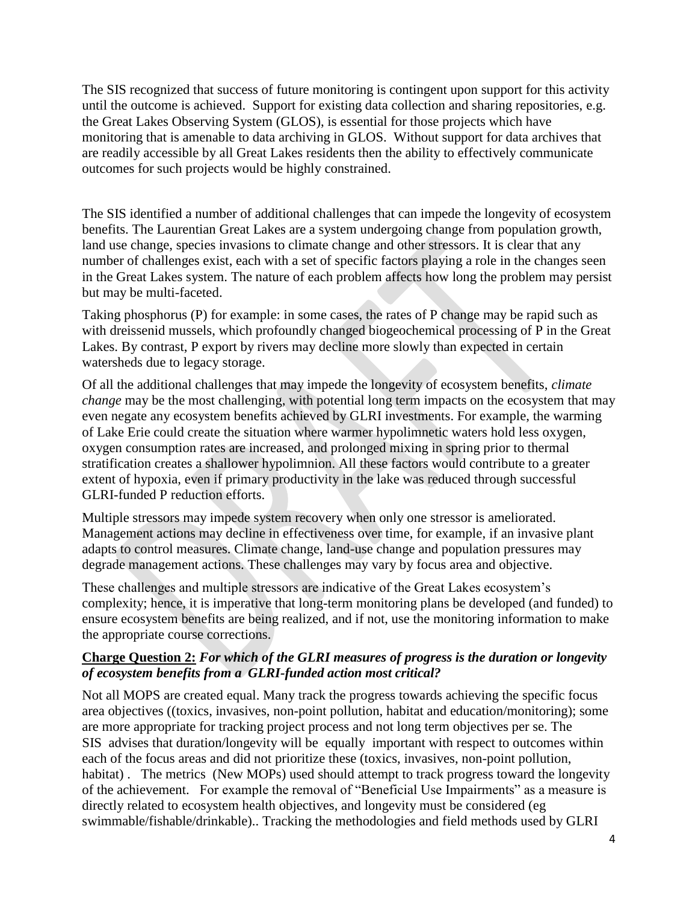The SIS recognized that success of future monitoring is contingent upon support for this activity until the outcome is achieved. Support for existing data collection and sharing repositories, e.g. the Great Lakes Observing System (GLOS), is essential for those projects which have monitoring that is amenable to data archiving in GLOS. Without support for data archives that are readily accessible by all Great Lakes residents then the ability to effectively communicate outcomes for such projects would be highly constrained.

The SIS identified a number of additional challenges that can impede the longevity of ecosystem benefits. The Laurentian Great Lakes are a system undergoing change from population growth, land use change, species invasions to climate change and other stressors. It is clear that any number of challenges exist, each with a set of specific factors playing a role in the changes seen in the Great Lakes system. The nature of each problem affects how long the problem may persist but may be multi-faceted.

Taking phosphorus (P) for example: in some cases, the rates of P change may be rapid such as with dreissenid mussels, which profoundly changed biogeochemical processing of P in the Great Lakes. By contrast, P export by rivers may decline more slowly than expected in certain watersheds due to legacy storage.

Of all the additional challenges that may impede the longevity of ecosystem benefits, *climate change* may be the most challenging, with potential long term impacts on the ecosystem that may even negate any ecosystem benefits achieved by GLRI investments. For example, the warming of Lake Erie could create the situation where warmer hypolimnetic waters hold less oxygen, oxygen consumption rates are increased, and prolonged mixing in spring prior to thermal stratification creates a shallower hypolimnion. All these factors would contribute to a greater extent of hypoxia, even if primary productivity in the lake was reduced through successful GLRI-funded P reduction efforts.

Multiple stressors may impede system recovery when only one stressor is ameliorated. Management actions may decline in effectiveness over time, for example, if an invasive plant adapts to control measures. Climate change, land-use change and population pressures may degrade management actions. These challenges may vary by focus area and objective.

These challenges and multiple stressors are indicative of the Great Lakes ecosystem's complexity; hence, it is imperative that long-term monitoring plans be developed (and funded) to ensure ecosystem benefits are being realized, and if not, use the monitoring information to make the appropriate course corrections.

**Charge Question 2:** ***For which of the GLRI measures of progress is the duration or longevity of ecosystem benefits from a GLRI-funded action most critical?***

Not all MOPS are created equal. Many track the progress towards achieving the specific focus area objectives ((toxics, invasives, non-point pollution, habitat and education/monitoring); some are more appropriate for tracking project process and not long term objectives per se. The SIS advises that duration/longevity will be equally important with respect to outcomes within each of the focus areas and did not prioritize these (toxics, invasives, non-point pollution, habitat) . The metrics (New MOPs) used should attempt to track progress toward the longevity of the achievement. For example the removal of "Beneficial Use Impairments" as a measure is directly related to ecosystem health objectives, and longevity must be considered (eg swimmable/fishable/drinkable).. Tracking the methodologies and field methods used by GLRI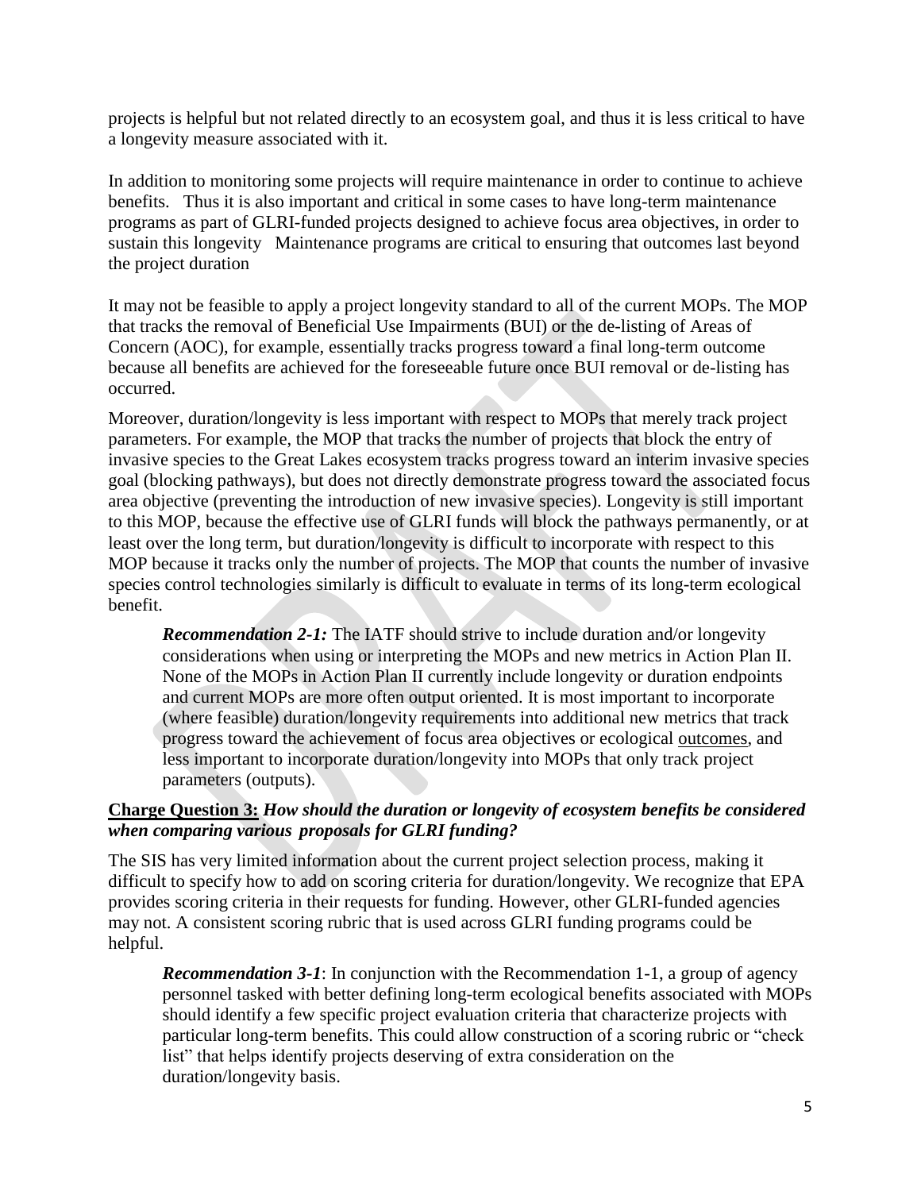projects is helpful but not related directly to an ecosystem goal, and thus it is less critical to have a longevity measure associated with it.

In addition to monitoring some projects will require maintenance in order to continue to achieve benefits. Thus it is also important and critical in some cases to have long-term maintenance programs as part of GLRI-funded projects designed to achieve focus area objectives, in order to sustain this longevity Maintenance programs are critical to ensuring that outcomes last beyond the project duration

It may not be feasible to apply a project longevity standard to all of the current MOPs. The MOP that tracks the removal of Beneficial Use Impairments (BUI) or the de-listing of Areas of Concern (AOC), for example, essentially tracks progress toward a final long-term outcome because all benefits are achieved for the foreseeable future once BUI removal or de-listing has occurred.

Moreover, duration/longevity is less important with respect to MOPs that merely track project parameters. For example, the MOP that tracks the number of projects that block the entry of invasive species to the Great Lakes ecosystem tracks progress toward an interim invasive species goal (blocking pathways), but does not directly demonstrate progress toward the associated focus area objective (preventing the introduction of new invasive species). Longevity is still important to this MOP, because the effective use of GLRI funds will block the pathways permanently, or at least over the long term, but duration/longevity is difficult to incorporate with respect to this MOP because it tracks only the number of projects. The MOP that counts the number of invasive species control technologies similarly is difficult to evaluate in terms of its long-term ecological benefit.

> ***Recommendation 2-1:*** The IATF should strive to include duration and/or longevity considerations when using or interpreting the MOPs and new metrics in Action Plan II. None of the MOPs in Action Plan II currently include longevity or duration endpoints and current MOPs are more often output oriented. It is most important to incorporate (where feasible) duration/longevity requirements into additional new metrics that track progress toward the achievement of focus area objectives or ecological <u>outcomes</u>, and less important to incorporate duration/longevity into MOPs that only track project parameters (outputs).

**<u>Charge Question 3:</u>** ***How should the duration or longevity of ecosystem benefits be considered when comparing various proposals for GLRI funding?***

The SIS has very limited information about the current project selection process, making it difficult to specify how to add on scoring criteria for duration/longevity. We recognize that EPA provides scoring criteria in their requests for funding. However, other GLRI-funded agencies may not. A consistent scoring rubric that is used across GLRI funding programs could be helpful.

> ***Recommendation 3-1***: In conjunction with the Recommendation 1-1, a group of agency personnel tasked with better defining long-term ecological benefits associated with MOPs should identify a few specific project evaluation criteria that characterize projects with particular long-term benefits. This could allow construction of a scoring rubric or "check list" that helps identify projects deserving of extra consideration on the duration/longevity basis.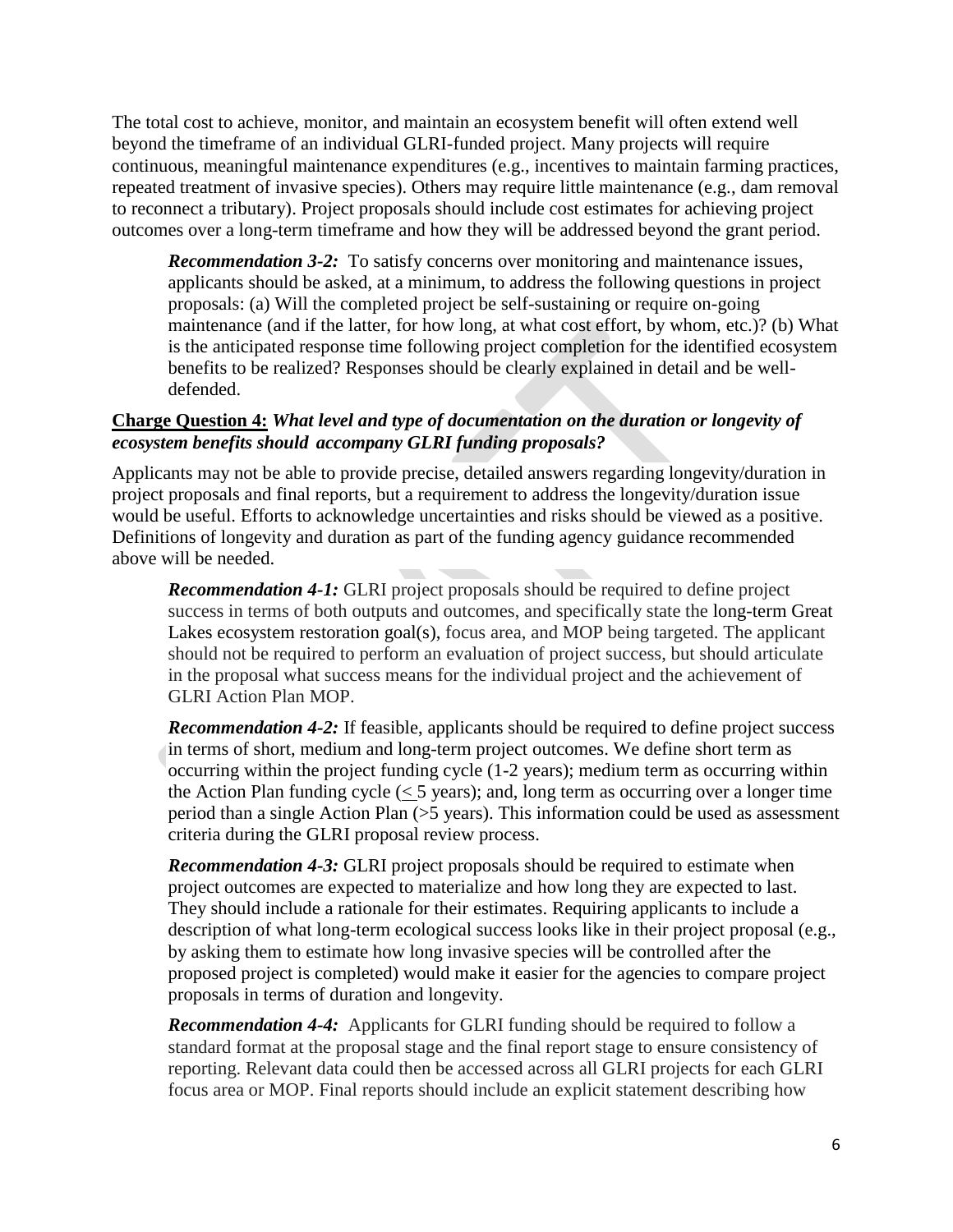The total cost to achieve, monitor, and maintain an ecosystem benefit will often extend well beyond the timeframe of an individual GLRI-funded project. Many projects will require continuous, meaningful maintenance expenditures (e.g., incentives to maintain farming practices, repeated treatment of invasive species). Others may require little maintenance (e.g., dam removal to reconnect a tributary). Project proposals should include cost estimates for achieving project outcomes over a long-term timeframe and how they will be addressed beyond the grant period.

> ***Recommendation 3-2:*** To satisfy concerns over monitoring and maintenance issues, applicants should be asked, at a minimum, to address the following questions in project proposals: (a) Will the completed project be self-sustaining or require on-going maintenance (and if the latter, for how long, at what cost effort, by whom, etc.)? (b) What is the anticipated response time following project completion for the identified ecosystem benefits to be realized? Responses should be clearly explained in detail and be well-defended.

**Charge Question 4:** ***What level and type of documentation on the duration or longevity of ecosystem benefits should accompany GLRI funding proposals?***

Applicants may not be able to provide precise, detailed answers regarding longevity/duration in project proposals and final reports, but a requirement to address the longevity/duration issue would be useful. Efforts to acknowledge uncertainties and risks should be viewed as a positive. Definitions of longevity and duration as part of the funding agency guidance recommended above will be needed.

> ***Recommendation 4-1:*** GLRI project proposals should be required to define project success in terms of both outputs and outcomes, and specifically state the long-term Great Lakes ecosystem restoration goal(s), focus area, and MOP being targeted. The applicant should not be required to perform an evaluation of project success, but should articulate in the proposal what success means for the individual project and the achievement of GLRI Action Plan MOP.

> ***Recommendation 4-2:*** If feasible, applicants should be required to define project success in terms of short, medium and long-term project outcomes. We define short term as occurring within the project funding cycle (1-2 years); medium term as occurring within the Action Plan funding cycle ($\leq 5$ years); and, long term as occurring over a longer time period than a single Action Plan (>5 years). This information could be used as assessment criteria during the GLRI proposal review process.

> ***Recommendation 4-3:*** GLRI project proposals should be required to estimate when project outcomes are expected to materialize and how long they are expected to last. They should include a rationale for their estimates. Requiring applicants to include a description of what long-term ecological success looks like in their project proposal (e.g., by asking them to estimate how long invasive species will be controlled after the proposed project is completed) would make it easier for the agencies to compare project proposals in terms of duration and longevity.

> ***Recommendation 4-4:*** Applicants for GLRI funding should be required to follow a standard format at the proposal stage and the final report stage to ensure consistency of reporting. Relevant data could then be accessed across all GLRI projects for each GLRI focus area or MOP. Final reports should include an explicit statement describing how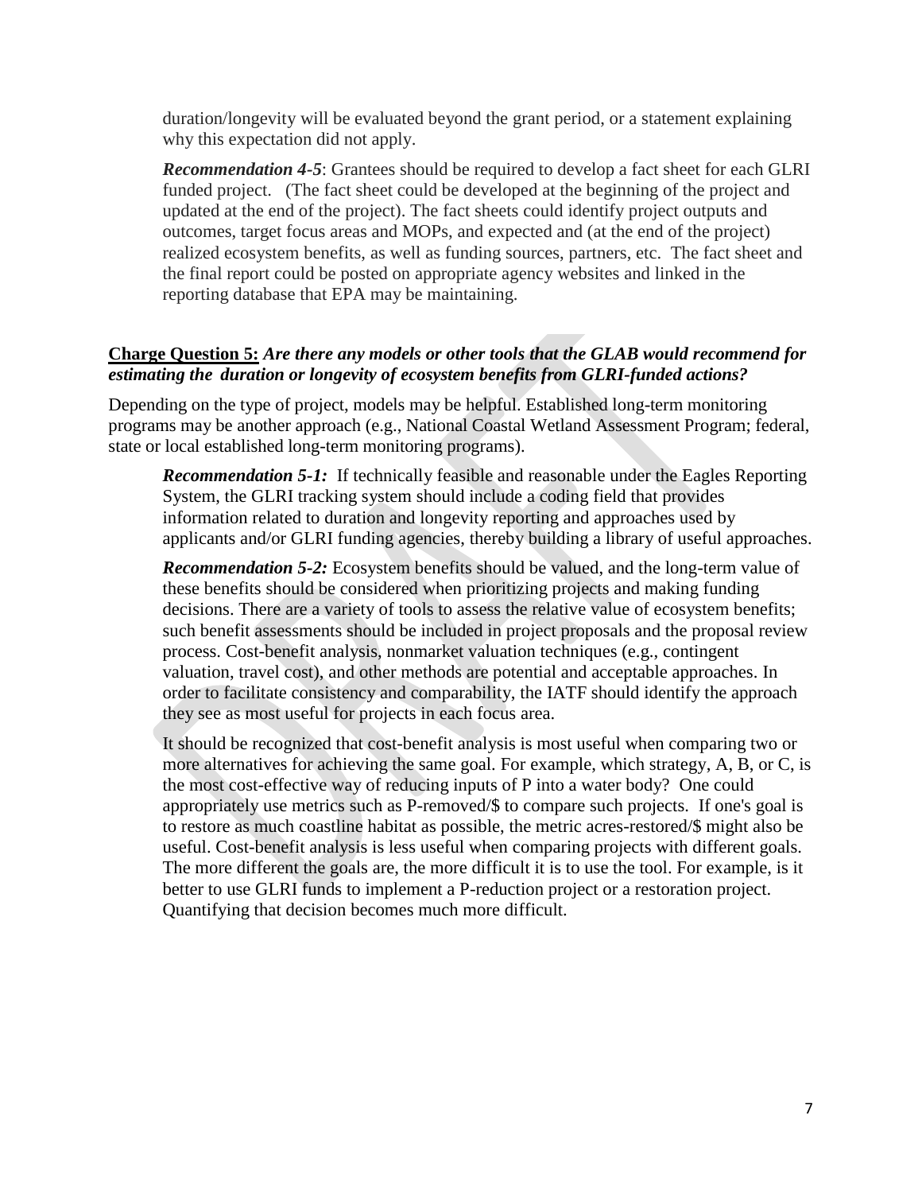duration/longevity will be evaluated beyond the grant period, or a statement explaining why this expectation did not apply.

***Recommendation 4-5***: Grantees should be required to develop a fact sheet for each GLRI funded project. (The fact sheet could be developed at the beginning of the project and updated at the end of the project). The fact sheets could identify project outputs and outcomes, target focus areas and MOPs, and expected and (at the end of the project) realized ecosystem benefits, as well as funding sources, partners, etc. The fact sheet and the final report could be posted on appropriate agency websites and linked in the reporting database that EPA may be maintaining.

**Charge Question 5:** ***Are there any models or other tools that the GLAB would recommend for estimating the duration or longevity of ecosystem benefits from GLRI-funded actions?***

Depending on the type of project, models may be helpful. Established long-term monitoring programs may be another approach (e.g., National Coastal Wetland Assessment Program; federal, state or local established long-term monitoring programs).

***Recommendation 5-1:*** If technically feasible and reasonable under the Eagles Reporting System, the GLRI tracking system should include a coding field that provides information related to duration and longevity reporting and approaches used by applicants and/or GLRI funding agencies, thereby building a library of useful approaches.

***Recommendation 5-2:*** Ecosystem benefits should be valued, and the long-term value of these benefits should be considered when prioritizing projects and making funding decisions. There are a variety of tools to assess the relative value of ecosystem benefits; such benefit assessments should be included in project proposals and the proposal review process. Cost-benefit analysis, nonmarket valuation techniques (e.g., contingent valuation, travel cost), and other methods are potential and acceptable approaches. In order to facilitate consistency and comparability, the IATF should identify the approach they see as most useful for projects in each focus area.

It should be recognized that cost-benefit analysis is most useful when comparing two or more alternatives for achieving the same goal. For example, which strategy, A, B, or C, is the most cost-effective way of reducing inputs of P into a water body? One could appropriately use metrics such as P-removed/$ to compare such projects. If one's goal is to restore as much coastline habitat as possible, the metric acres-restored/$ might also be useful. Cost-benefit analysis is less useful when comparing projects with different goals. The more different the goals are, the more difficult it is to use the tool. For example, is it better to use GLRI funds to implement a P-reduction project or a restoration project. Quantifying that decision becomes much more difficult.